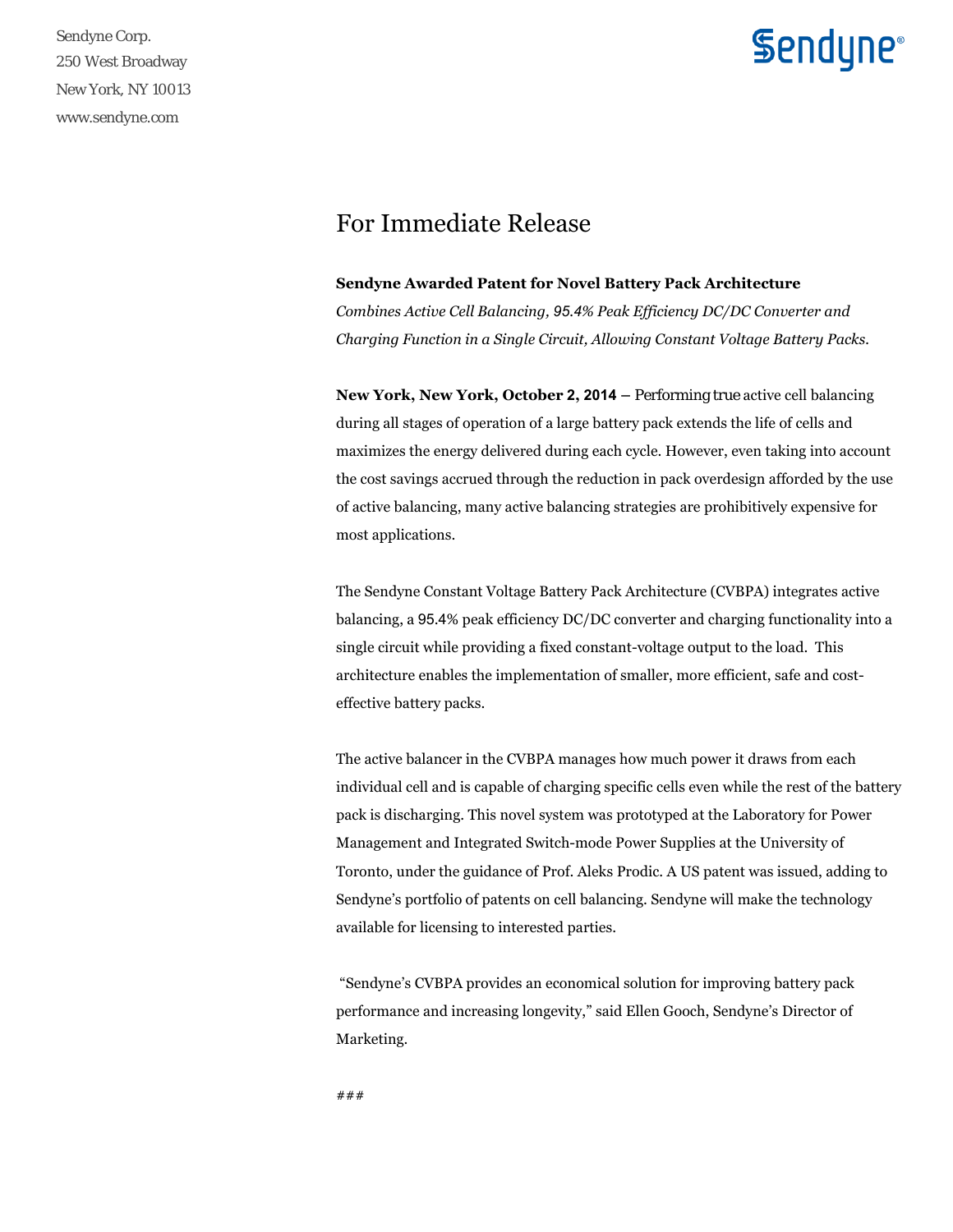Sendyne Corp.
250 West Broadway
New York, NY 10013
www.sendyne.com

# For Immediate Release

**Sendyne Awarded Patent for Novel Battery Pack Architecture**

*Combines Active Cell Balancing, 95.4% Peak Efficiency DC/DC Converter and Charging Function in a Single Circuit, Allowing Constant Voltage Battery Packs.*

**New York, New York, October 2, 2014** – Performing true active cell balancing during all stages of operation of a large battery pack extends the life of cells and maximizes the energy delivered during each cycle. However, even taking into account the cost savings accrued through the reduction in pack overdesign afforded by the use of active balancing, many active balancing strategies are prohibitively expensive for most applications.

The Sendyne Constant Voltage Battery Pack Architecture (CVBPA) integrates active balancing, a 95.4% peak efficiency DC/DC converter and charging functionality into a single circuit while providing a fixed constant-voltage output to the load. This architecture enables the implementation of smaller, more efficient, safe and cost-effective battery packs.

The active balancer in the CVBPA manages how much power it draws from each individual cell and is capable of charging specific cells even while the rest of the battery pack is discharging. This novel system was prototyped at the Laboratory for Power Management and Integrated Switch-mode Power Supplies at the University of Toronto, under the guidance of Prof. Aleks Prodic. A US patent was issued, adding to Sendyne's portfolio of patents on cell balancing. Sendyne will make the technology available for licensing to interested parties.

"Sendyne's CVBPA provides an economical solution for improving battery pack performance and increasing longevity," said Ellen Gooch, Sendyne's Director of Marketing.

###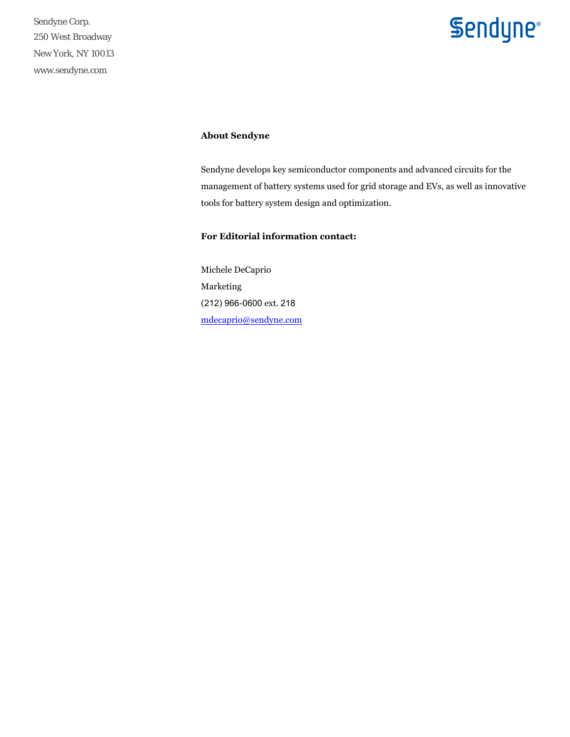Sendyne Corp.
250 West Broadway
New York, NY 10013
www.sendyne.com

**About Sendyne**

Sendyne develops key semiconductor components and advanced circuits for the management of battery systems used for grid storage and EVs, as well as innovative tools for battery system design and optimization.

**For Editorial information contact:**

Michele DeCaprio
Marketing
(212) 966-0600 ext. 218
mdecaprio@sendyne.com